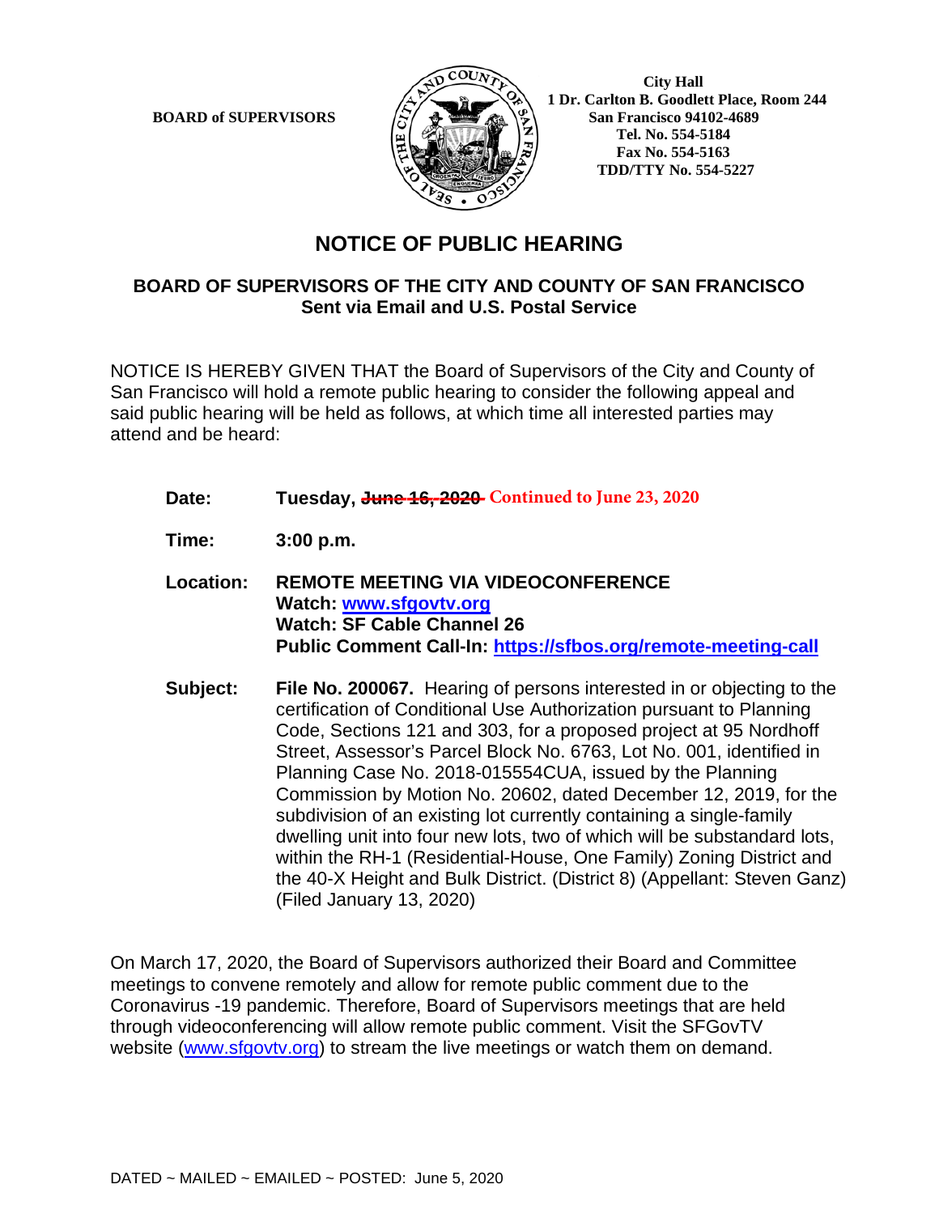BOARD of SUPERVISORS

City Hall
1 Dr. Carlton B. Goodlett Place, Room 244
San Francisco 94102-4689
Tel. No. 554-5184
Fax No. 554-5163
TDD/TTY No. 554-5227

# NOTICE OF PUBLIC HEARING

## BOARD OF SUPERVISORS OF THE CITY AND COUNTY OF SAN FRANCISCO
**Sent via Email and U.S. Postal Service**

NOTICE IS HEREBY GIVEN THAT the Board of Supervisors of the City and County of San Francisco will hold a remote public hearing to consider the following appeal and said public hearing will be held as follows, at which time all interested parties may attend and be heard:

**Date:** **Tuesday, ~~June 16, 2020~~** **Continued to June 23, 2020**

**Time:** **3:00 p.m.**

**Location:** **REMOTE MEETING VIA VIDEOCONFERENCE**
**Watch: www.sfgovtv.org**
**Watch: SF Cable Channel 26**
**Public Comment Call-In: https://sfbos.org/remote-meeting-call**

**Subject:** **File No. 200067.** Hearing of persons interested in or objecting to the certification of Conditional Use Authorization pursuant to Planning Code, Sections 121 and 303, for a proposed project at 95 Nordhoff Street, Assessor's Parcel Block No. 6763, Lot No. 001, identified in Planning Case No. 2018-015554CUA, issued by the Planning Commission by Motion No. 20602, dated December 12, 2019, for the subdivision of an existing lot currently containing a single-family dwelling unit into four new lots, two of which will be substandard lots, within the RH-1 (Residential-House, One Family) Zoning District and the 40-X Height and Bulk District. (District 8) (Appellant: Steven Ganz) (Filed January 13, 2020)

On March 17, 2020, the Board of Supervisors authorized their Board and Committee meetings to convene remotely and allow for remote public comment due to the Coronavirus -19 pandemic. Therefore, Board of Supervisors meetings that are held through videoconferencing will allow remote public comment. Visit the SFGovTV website (www.sfgovtv.org) to stream the live meetings or watch them on demand.

DATED ~ MAILED ~ EMAILED ~ POSTED: June 5, 2020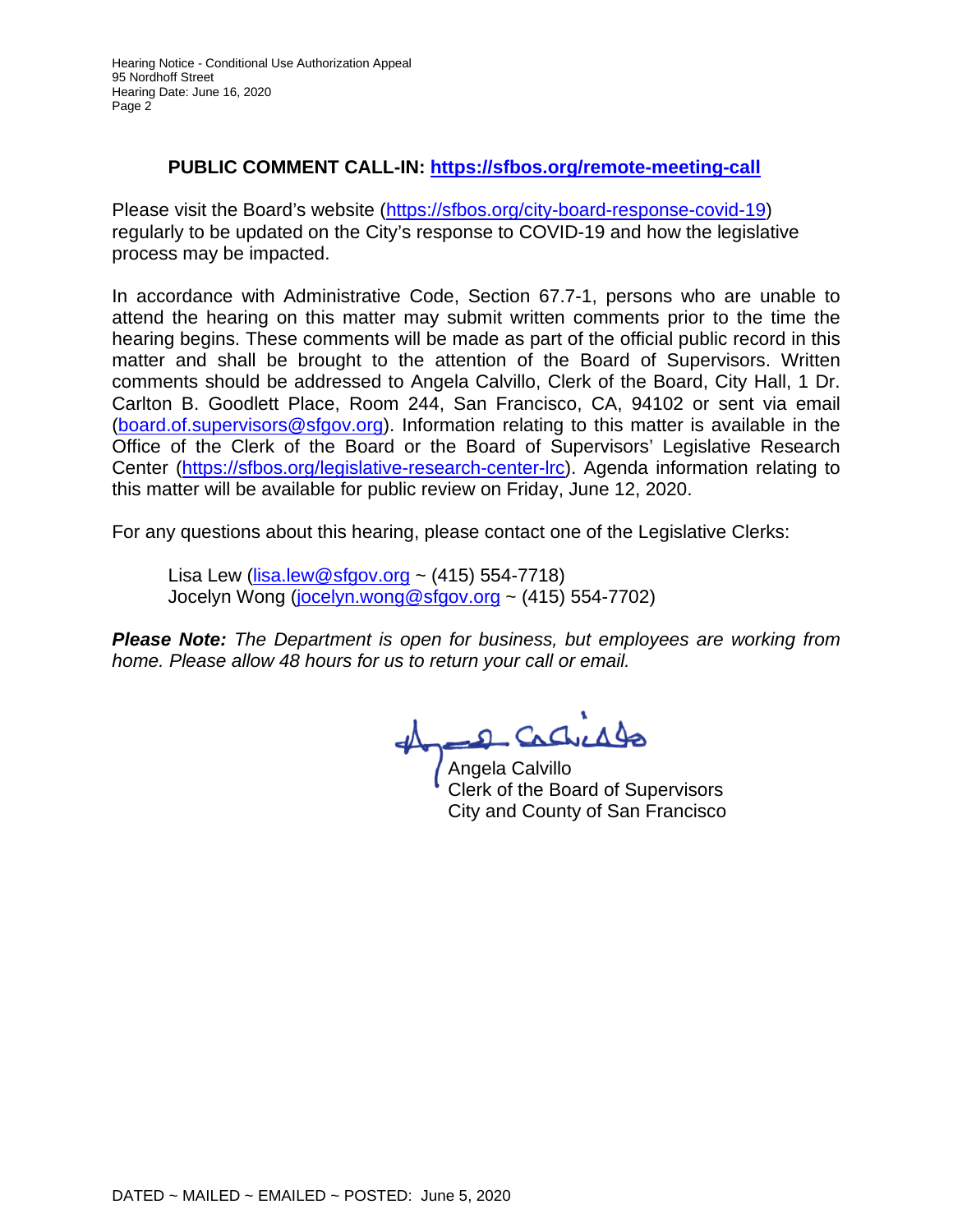**PUBLIC COMMENT CALL-IN: https://sfbos.org/remote-meeting-call**

Please visit the Board's website (https://sfbos.org/city-board-response-covid-19) regularly to be updated on the City's response to COVID-19 and how the legislative process may be impacted.

In accordance with Administrative Code, Section 67.7-1, persons who are unable to attend the hearing on this matter may submit written comments prior to the time the hearing begins. These comments will be made as part of the official public record in this matter and shall be brought to the attention of the Board of Supervisors. Written comments should be addressed to Angela Calvillo, Clerk of the Board, City Hall, 1 Dr. Carlton B. Goodlett Place, Room 244, San Francisco, CA, 94102 or sent via email (board.of.supervisors@sfgov.org). Information relating to this matter is available in the Office of the Clerk of the Board or the Board of Supervisors' Legislative Research Center (https://sfbos.org/legislative-research-center-lrc). Agenda information relating to this matter will be available for public review on Friday, June 12, 2020.

For any questions about this hearing, please contact one of the Legislative Clerks:

Lisa Lew (lisa.lew@sfgov.org ~ (415) 554-7718)
Jocelyn Wong (jocelyn.wong@sfgov.org ~ (415) 554-7702)

***Please Note:*** *The Department is open for business, but employees are working from home. Please allow 48 hours for us to return your call or email.*

Angela Calvillo
Clerk of the Board of Supervisors
City and County of San Francisco

DATED ~ MAILED ~ EMAILED ~ POSTED: June 5, 2020